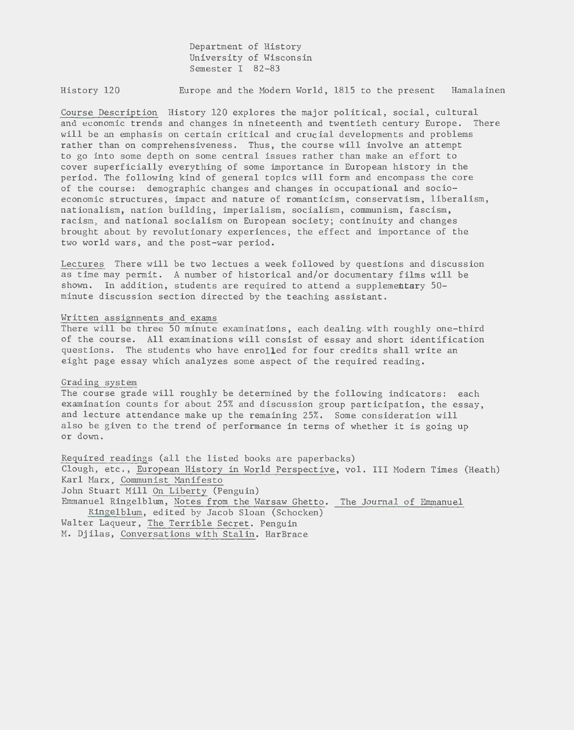Department of History
University of Wisconsin
Semester I 82-83

History 120 Europe and the Modern World, 1815 to the present Hamalainen

Course Description History 120 explores the major political, social, cultural and economic trends and changes in nineteenth and twentieth century Europe. There will be an emphasis on certain critical and crucial developments and problems rather than on comprehensiveness. Thus, the course will involve an attempt to go into some depth on some central issues rather than make an effort to cover superficially everything of some importance in European history in the period. The following kind of general topics will form and encompass the core of the course: demographic changes and changes in occupational and socio-economic structures, impact and nature of romanticism, conservatism, liberalism, nationalism, nation building, imperialism, socialism, communism, fascism, racism, and national socialism on European society; continuity and changes brought about by revolutionary experiences; the effect and importance of the two world wars, and the post-war period.

Lectures There will be two lectues a week followed by questions and discussion as time may permit. A number of historical and/or documentary films will be shown. In addition, students are required to attend a supplementary 50-minute discussion section directed by the teaching assistant.

Written assignments and exams
There will be three 50 minute examinations, each dealing with roughly one-third of the course. All examinations will consist of essay and short identification questions. The students who have enrolled for four credits shall write an eight page essay which analyzes some aspect of the required reading.

Grading system
The course grade will roughly be determined by the following indicators: each examination counts for about 25% and discussion group participation, the essay, and lecture attendance make up the remaining 25%. Some consideration will also be given to the trend of performance in terms of whether it is going up or down.

Required readings (all the listed books are paperbacks)
Clough, etc., European History in World Perspective, vol. III Modern Times (Heath)
Karl Marx, Communist Manifesto
John Stuart Mill On Liberty (Penguin)
Emmanuel Ringelblum, Notes from the Warsaw Ghetto. The Journal of Emmanuel Ringelblum, edited by Jacob Sloan (Schocken)
Walter Laqueur, The Terrible Secret. Penguin
M. Djilas, Conversations with Stalin. HarBrace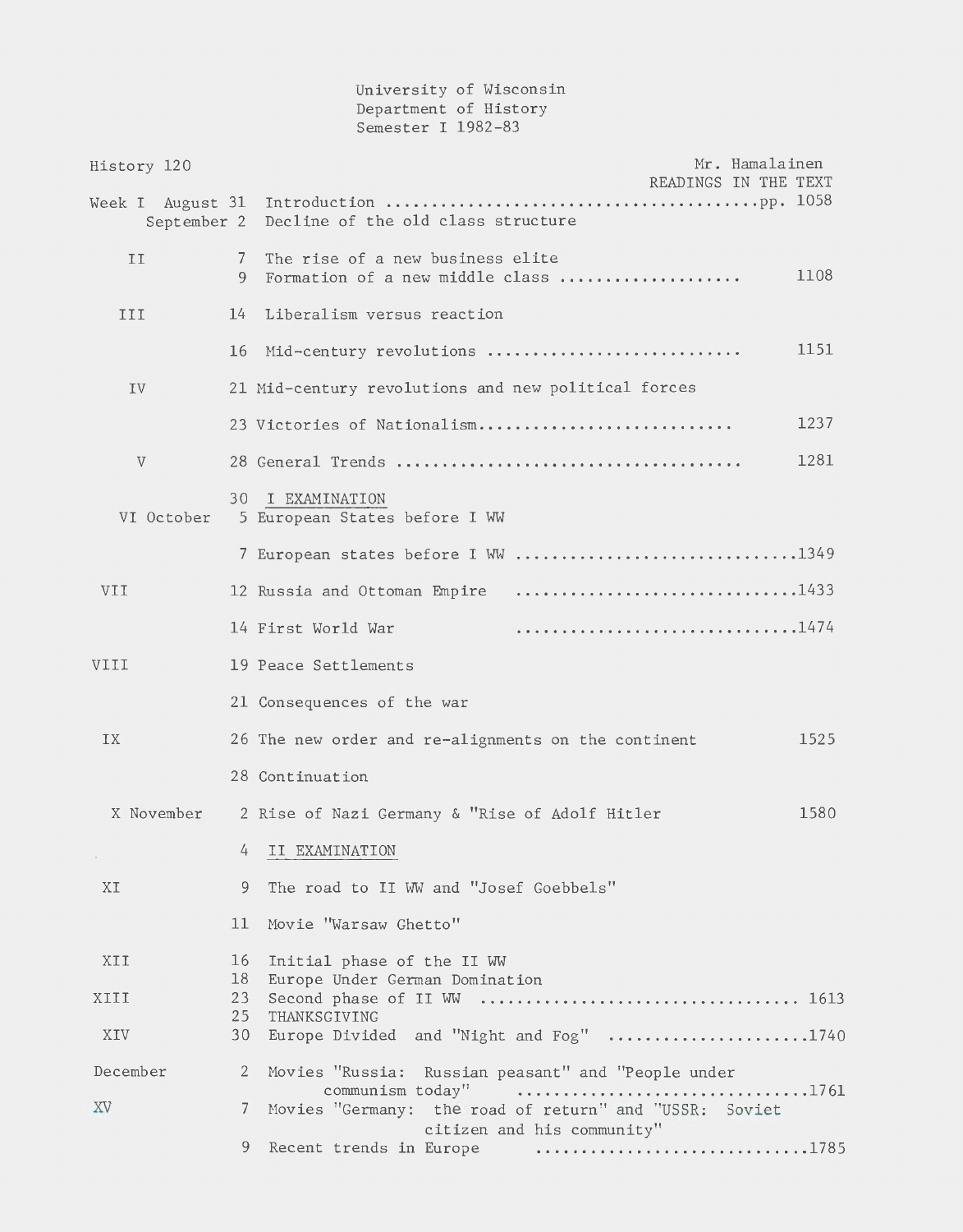University of Wisconsin
Department of History
Semester I 1982-83

History 120 — Mr. Hamalainen

| Week | Date | Topic | READINGS IN THE TEXT |
|---|---|---|---|
| Week I | August 31 | Introduction | pp. 1058 |
| | September 2 | Decline of the old class structure | |
| II | 7 | The rise of a new business elite | |
| | 9 | Formation of a new middle class | 1108 |
| III | 14 | Liberalism versus reaction | |
| | 16 | Mid-century revolutions | 1151 |
| IV | 21 | Mid-century revolutions and new political forces | |
| | 23 | Victories of Nationalism | 1237 |
| V | 28 | General Trends | 1281 |
| | 30 | I EXAMINATION | |
| VI | October 5 | European States before I WW | |
| | 7 | European states before I WW | 1349 |
| VII | 12 | Russia and Ottoman Empire | 1433 |
| | 14 | First World War | 1474 |
| VIII | 19 | Peace Settlements | |
| | 21 | Consequences of the war | |
| IX | 26 | The new order and re-alignments on the continent | 1525 |
| | 28 | Continuation | |
| X | November 2 | Rise of Nazi Germany & "Rise of Adolf Hitler | 1580 |
| | 4 | II EXAMINATION | |
| XI | 9 | The road to II WW and "Josef Goebbels" | |
| | 11 | Movie "Warsaw Ghetto" | |
| XII | 16 | Initial phase of the II WW | |
| | 18 | Europe Under German Domination | |
| XIII | 23 | Second phase of II WW | 1613 |
| | 25 | THANKSGIVING | |
| XIV | 30 | Europe Divided and "Night and Fog" | 1740 |
| | December 2 | Movies "Russia: Russian peasant" and "People under communism today" | 1761 |
| XV | 7 | Movies "Germany: the road of return" and "USSR: Soviet citizen and his community" | |
| | 9 | Recent trends in Europe | 1785 |